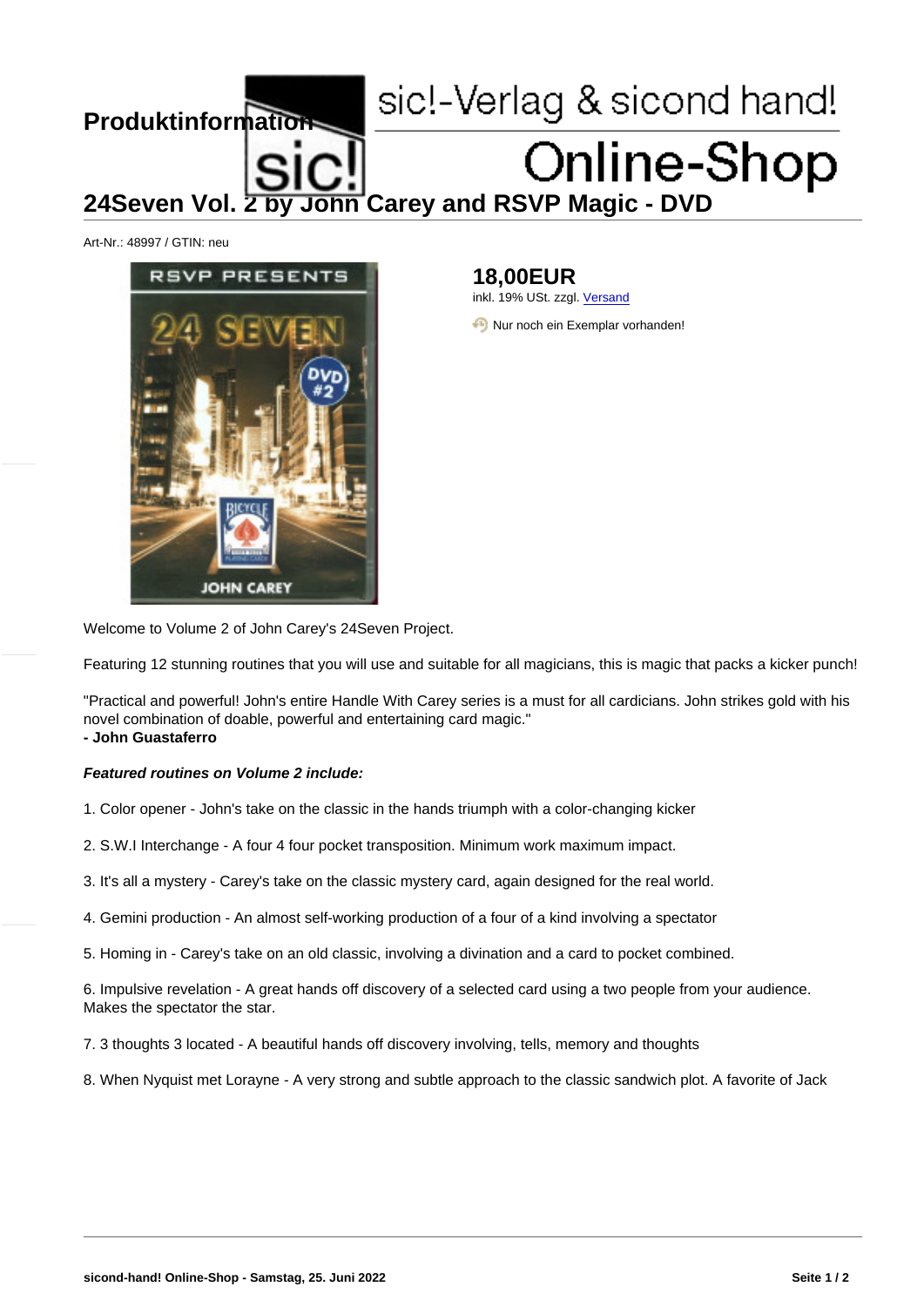**Produktinformation**

sic!-Verlag & sicond hand!

Online-Shop

# 24Seven Vol. 2 by John Carey and RSVP Magic - DVD

Art-Nr.: 48997 / GTIN: neu

**18,00EUR**

inkl. 19% USt. zzgl. Versand

Nur noch ein Exemplar vorhanden!

Welcome to Volume 2 of John Carey's 24Seven Project.

Featuring 12 stunning routines that you will use and suitable for all magicians, this is magic that packs a kicker punch!

"Practical and powerful! John's entire Handle With Carey series is a must for all cardicians. John strikes gold with his novel combination of doable, powerful and entertaining card magic."
**- John Guastaferro**

***Featured routines on Volume 2 include:***

1. Color opener - John's take on the classic in the hands triumph with a color-changing kicker

2. S.W.I Interchange - A four 4 four pocket transposition. Minimum work maximum impact.

3. It's all a mystery - Carey's take on the classic mystery card, again designed for the real world.

4. Gemini production - An almost self-working production of a four of a kind involving a spectator

5. Homing in - Carey's take on an old classic, involving a divination and a card to pocket combined.

6. Impulsive revelation - A great hands off discovery of a selected card using a two people from your audience. Makes the spectator the star.

7. 3 thoughts 3 located - A beautiful hands off discovery involving, tells, memory and thoughts

8. When Nyquist met Lorayne - A very strong and subtle approach to the classic sandwich plot. A favorite of Jack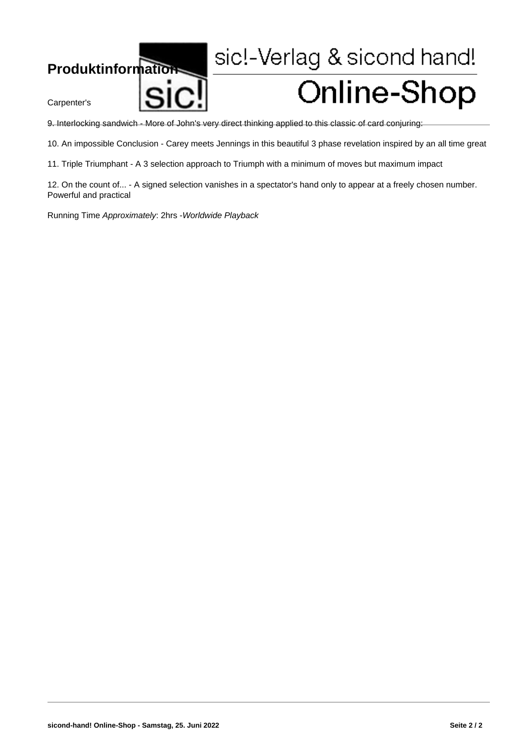**Produktinformation**

Carpenter's

9. Interlocking sandwich - More of John's very direct thinking applied to this classic of card conjuring:

10. An impossible Conclusion - Carey meets Jennings in this beautiful 3 phase revelation inspired by an all time great

11. Triple Triumphant - A 3 selection approach to Triumph with a minimum of moves but maximum impact

12. On the count of... - A signed selection vanishes in a spectator's hand only to appear at a freely chosen number. Powerful and practical

Running Time *Approximately*: 2hrs -*Worldwide Playback*